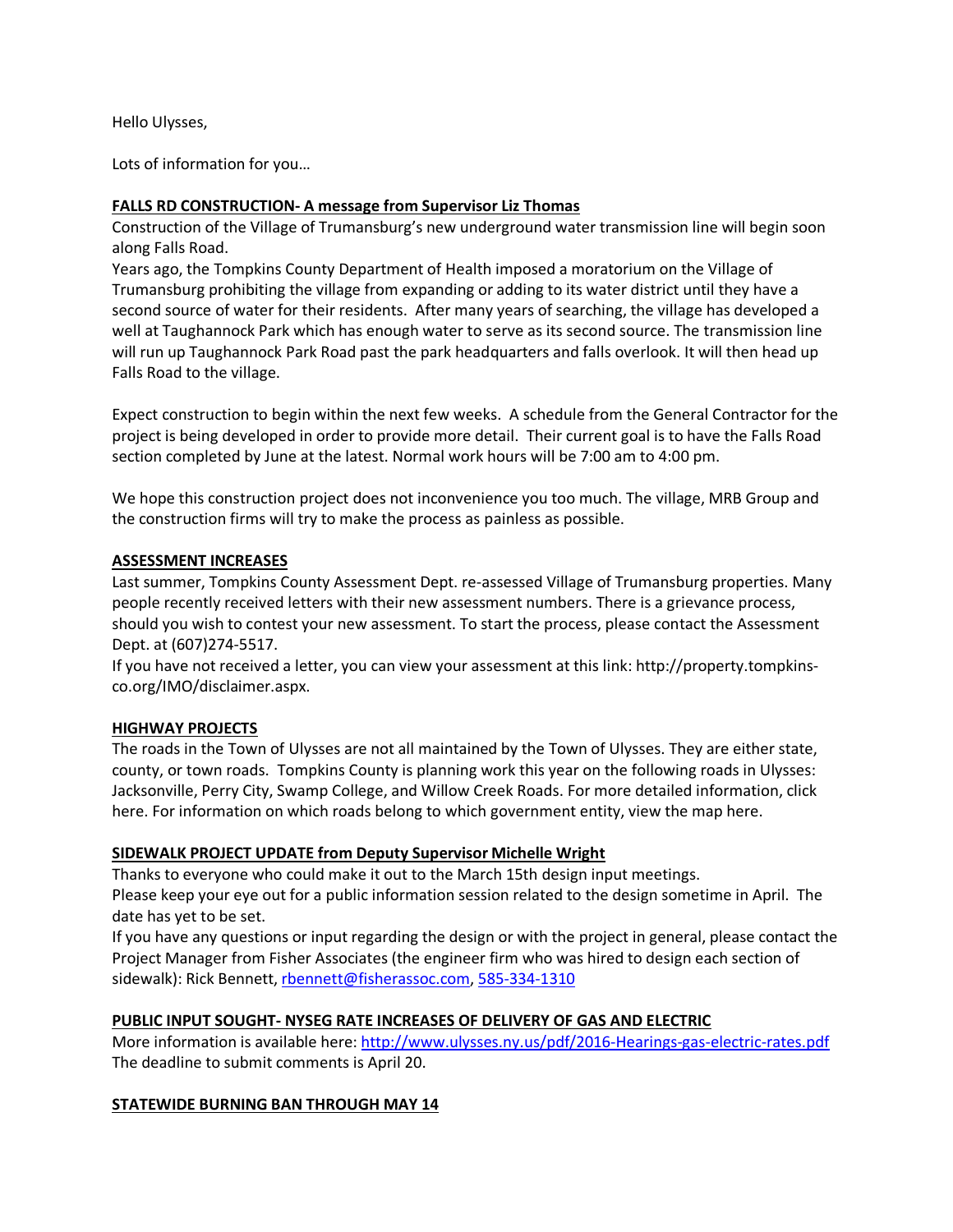Hello Ulysses,

Lots of information for you…

## FALLS RD CONSTRUCTION- A message from Supervisor Liz Thomas

Construction of the Village of Trumansburg's new underground water transmission line will begin soon along Falls Road.

Years ago, the Tompkins County Department of Health imposed a moratorium on the Village of Trumansburg prohibiting the village from expanding or adding to its water district until they have a second source of water for their residents. After many years of searching, the village has developed a well at Taughannock Park which has enough water to serve as its second source. The transmission line will run up Taughannock Park Road past the park headquarters and falls overlook. It will then head up Falls Road to the village.

Expect construction to begin within the next few weeks. A schedule from the General Contractor for the project is being developed in order to provide more detail. Their current goal is to have the Falls Road section completed by June at the latest. Normal work hours will be 7:00 am to 4:00 pm.

We hope this construction project does not inconvenience you too much. The village, MRB Group and the construction firms will try to make the process as painless as possible.

## ASSESSMENT INCREASES

Last summer, Tompkins County Assessment Dept. re-assessed Village of Trumansburg properties. Many people recently received letters with their new assessment numbers. There is a grievance process, should you wish to contest your new assessment. To start the process, please contact the Assessment Dept. at (607)274-5517.

If you have not received a letter, you can view your assessment at this link: http://property.tompkins-co.org/IMO/disclaimer.aspx.

## HIGHWAY PROJECTS

The roads in the Town of Ulysses are not all maintained by the Town of Ulysses. They are either state, county, or town roads. Tompkins County is planning work this year on the following roads in Ulysses: Jacksonville, Perry City, Swamp College, and Willow Creek Roads. For more detailed information, click here. For information on which roads belong to which government entity, view the map here.

## SIDEWALK PROJECT UPDATE from Deputy Supervisor Michelle Wright

Thanks to everyone who could make it out to the March 15th design input meetings.

Please keep your eye out for a public information session related to the design sometime in April. The date has yet to be set.

If you have any questions or input regarding the design or with the project in general, please contact the Project Manager from Fisher Associates (the engineer firm who was hired to design each section of sidewalk): Rick Bennett, rbennett@fisherassoc.com, 585-334-1310

## PUBLIC INPUT SOUGHT- NYSEG RATE INCREASES OF DELIVERY OF GAS AND ELECTRIC

More information is available here: http://www.ulysses.ny.us/pdf/2016-Hearings-gas-electric-rates.pdf

The deadline to submit comments is April 20.

## STATEWIDE BURNING BAN THROUGH MAY 14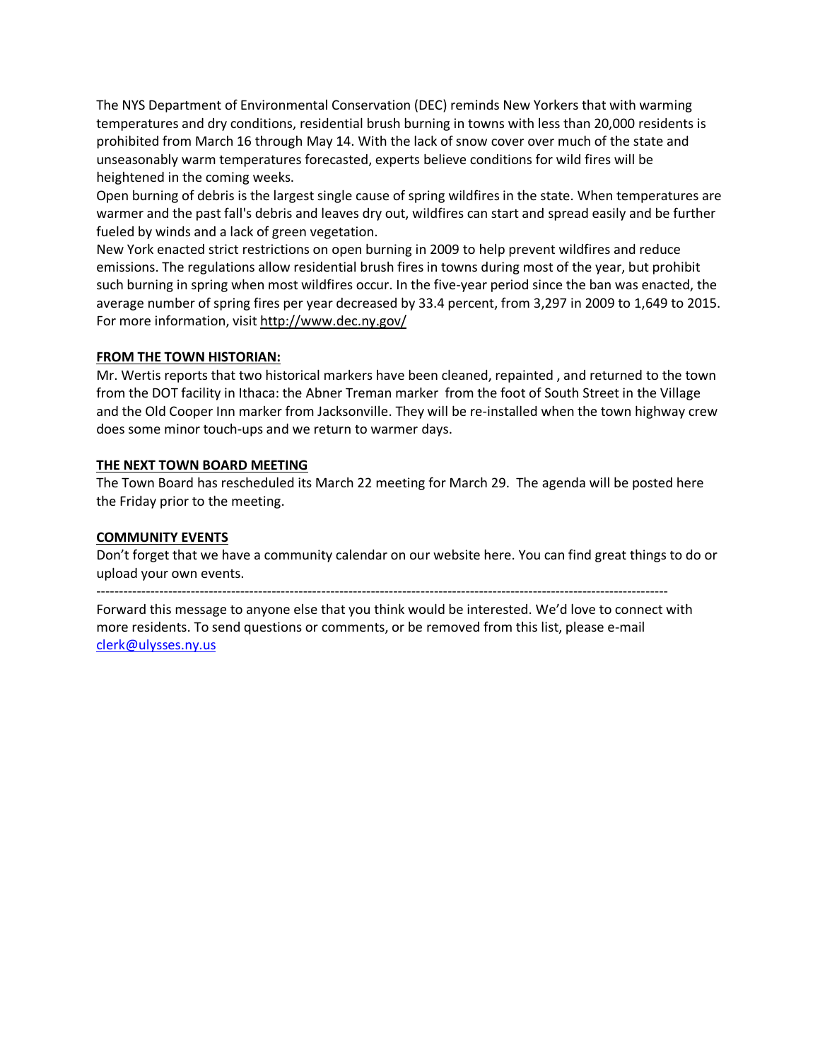The NYS Department of Environmental Conservation (DEC) reminds New Yorkers that with warming temperatures and dry conditions, residential brush burning in towns with less than 20,000 residents is prohibited from March 16 through May 14. With the lack of snow cover over much of the state and unseasonably warm temperatures forecasted, experts believe conditions for wild fires will be heightened in the coming weeks.

Open burning of debris is the largest single cause of spring wildfires in the state. When temperatures are warmer and the past fall's debris and leaves dry out, wildfires can start and spread easily and be further fueled by winds and a lack of green vegetation.

New York enacted strict restrictions on open burning in 2009 to help prevent wildfires and reduce emissions. The regulations allow residential brush fires in towns during most of the year, but prohibit such burning in spring when most wildfires occur. In the five-year period since the ban was enacted, the average number of spring fires per year decreased by 33.4 percent, from 3,297 in 2009 to 1,649 to 2015. For more information, visit http://www.dec.ny.gov/

**FROM THE TOWN HISTORIAN:**

Mr. Wertis reports that two historical markers have been cleaned, repainted , and returned to the town from the DOT facility in Ithaca: the Abner Treman marker from the foot of South Street in the Village and the Old Cooper Inn marker from Jacksonville. They will be re-installed when the town highway crew does some minor touch-ups and we return to warmer days.

**THE NEXT TOWN BOARD MEETING**

The Town Board has rescheduled its March 22 meeting for March 29. The agenda will be posted here the Friday prior to the meeting.

**COMMUNITY EVENTS**

Don't forget that we have a community calendar on our website here. You can find great things to do or upload your own events.

---

Forward this message to anyone else that you think would be interested. We'd love to connect with more residents. To send questions or comments, or be removed from this list, please e-mail clerk@ulysses.ny.us